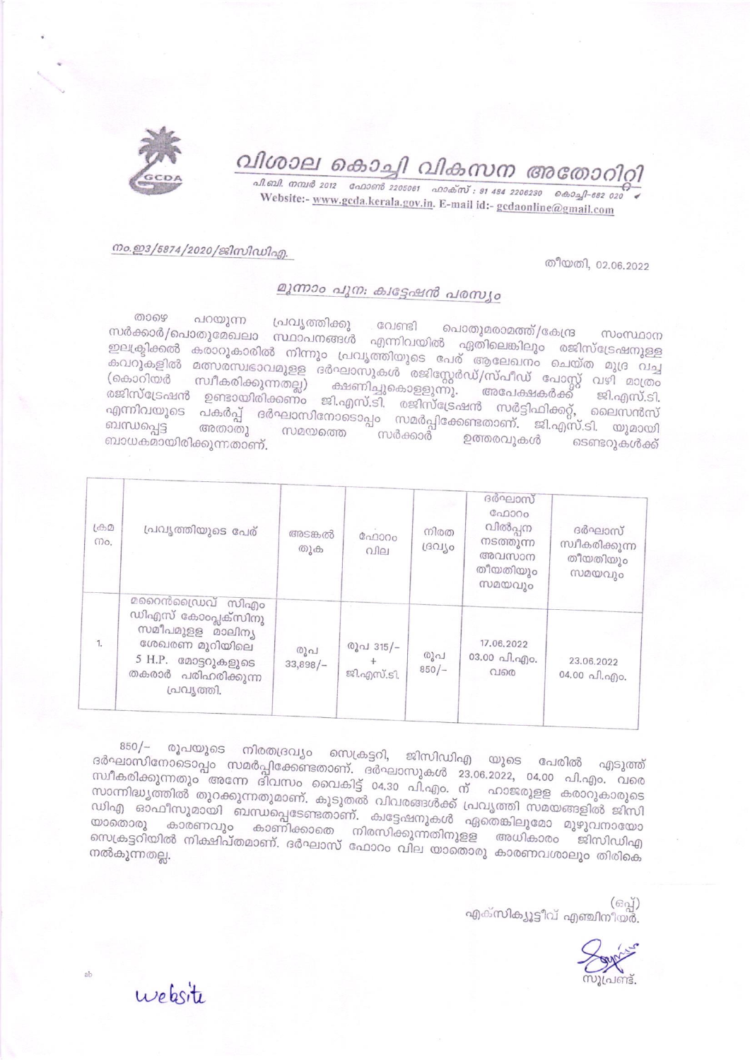# വിശാല കൊച്ചി വികസന അതോറിറ്റി

പി.ബി. നമ്പർ 2012 ഫോൺ 2205061 ഫാക്സ് : 91 484 2206230 കൊച്ചി-682 020

Website:- www.gcda.kerala.gov.in. E-mail id:- gcdaonline@gmail.com

നം.ഇ3/5874/2020/ജിസിഡിഎ.

തീയതി, 02.06.2022

## മൂന്നാം പുന: ക്വട്ടേഷൻ പരസ്യം

താഴെ പറയുന്ന പ്രവൃത്തിക്കു വേണ്ടി പൊതുമരാമത്ത്/കേന്ദ്ര സംസ്ഥാന സർക്കാർ/പൊതുമേഖലാ സ്ഥാപനങ്ങൾ എന്നിവയിൽ ഏതിലെങ്കിലും രജിസ്ട്രേഷനുള്ള ഇലക്ട്രിക്കൽ കരാറുകാരിൽ നിന്നും പ്രവൃത്തിയുടെ പേര് ആലേഖനം ചെയ്ത മുദ്ര വച്ച കവറുകളിൽ മത്സരസ്വഭാവമുള്ള ദർഘാസുകൾ രജിസ്റ്റേർഡ്/സ്പീഡ് പോസ്റ്റ് വഴി മാത്രം (കൊറിയർ സ്വീകരിക്കുന്നതല്ല) ക്ഷണിച്ചുകൊള്ളുന്നു. അപേക്ഷകർക്ക് ജി.എസ്.ടി. രജിസ്ട്രേഷൻ ഉണ്ടായിരിക്കണം ജി.എസ്.ടി. രജിസ്ട്രേഷൻ സർട്ടിഫിക്കറ്റ്, ലൈസൻസ് എന്നിവയുടെ പകർപ്പ് ദർഘാസിനോടൊപ്പം സമർപ്പിക്കേണ്ടതാണ്. ജി.എസ്.ടി. യുമായി ബന്ധപ്പെട്ട അതാതു സമയത്തെ സർക്കാർ ഉത്തരവുകൾ ടെണ്ടറുകൾക്ക് ബാധകമായിരിക്കുന്നതാണ്.

| ക്രമ നം. | പ്രവൃത്തിയുടെ പേര് | അടങ്കൽ തുക | ഫോറം വില | നിരത ദ്രവ്യം | ദർഘാസ് ഫോറം വിൽപ്പന നടത്തുന്ന അവസാന തീയതിയും സമയവും | ദർഘാസ് സ്വീകരിക്കുന്ന തീയതിയും സമയവും |
|---|---|---|---|---|---|---|
| 1. | മറൈൻഡ്രൈവ് സിഎം ഡിഎസ് കോംപ്ലക്സിനു സമീപമുള്ള മാലിന്യ ശേഖരണ മുറിയിലെ 5 H.P. മോട്ടറുകളുടെ തകരാർ പരിഹരിക്കുന്ന പ്രവൃത്തി. | രൂപ 33,898/- | രൂപ 315/- + ജി.എസ്.ടി. | രൂപ 850/- | 17.06.2022 03.00 പി.എം. വരെ | 23.06.2022 04.00 പി.എം. |

850/- രൂപയുടെ നിരതദ്രവ്യം സെക്രട്ടറി, ജിസിഡിഎ യുടെ പേരിൽ എടുത്ത് ദർഘാസിനോടൊപ്പം സമർപ്പിക്കേണ്ടതാണ്. ദർഘാസുകൾ 23.06.2022, 04.00 പി.എം. വരെ സ്വീകരിക്കുന്നതും അന്നേ ദിവസം വൈകിട്ട് 04.30 പി.എം. ന് ഹാജരുള്ള കരാറുകാരുടെ സാന്നിദ്ധ്യത്തിൽ തുറക്കുന്നതുമാണ്. കൂടുതൽ വിവരങ്ങൾക്ക് പ്രവൃത്തി സമയങ്ങളിൽ ജിസി ഡിഎ ഓഫീസുമായി ബന്ധപ്പെടേണ്ടതാണ്. ക്വട്ടേഷനുകൾ ഏതെങ്കിലുമോ മുഴുവനായോ യാതൊരു കാരണവും കാണിക്കാതെ നിരസിക്കുന്നതിനുള്ള അധികാരം ജിസിഡിഎ സെക്രട്ടറിയിൽ നിക്ഷിപ്തമാണ്. ദർഘാസ് ഫോറം വില യാതൊരു കാരണവശാലും തിരികെ നൽകുന്നതല്ല.

(ഒപ്പ്)
എക്സിക്യൂട്ടീവ് എഞ്ചിനീയർ.

സൂപ്രണ്ട്.

website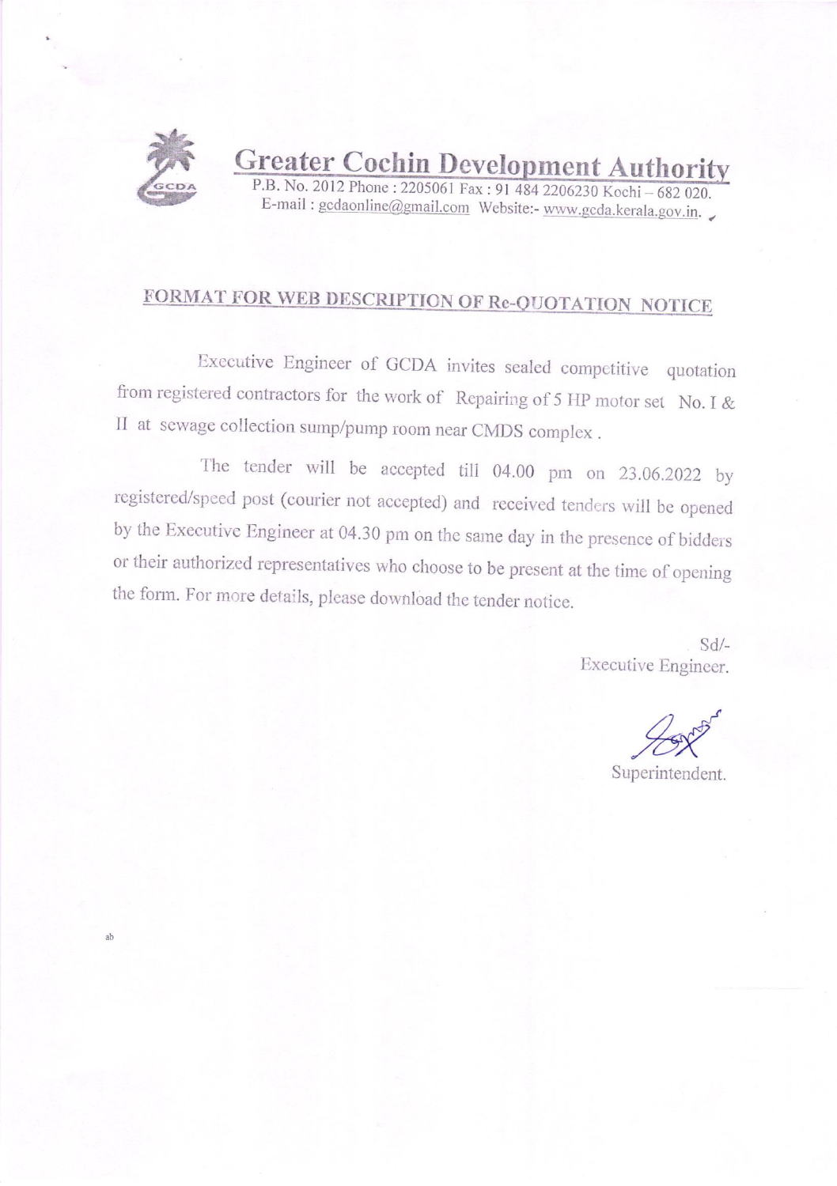# Greater Cochin Development Authority

P.B. No. 2012 Phone : 2205061 Fax : 91 484 2206230 Kochi – 682 020.
E-mail : gcdaonline@gmail.com Website:- www.gcda.kerala.gov.in.

## FORMAT FOR WEB DESCRIPTION OF Re-QUOTATION NOTICE

Executive Engineer of GCDA invites sealed competitive quotation from registered contractors for the work of Repairing of 5 HP motor set No. I & II at sewage collection sump/pump room near CMDS complex .

The tender will be accepted till 04.00 pm on 23.06.2022 by registered/speed post (courier not accepted) and received tenders will be opened by the Executive Engineer at 04.30 pm on the same day in the presence of bidders or their authorized representatives who choose to be present at the time of opening the form. For more details, please download the tender notice.

Sd/-
Executive Engineer.

Superintendent.

ab